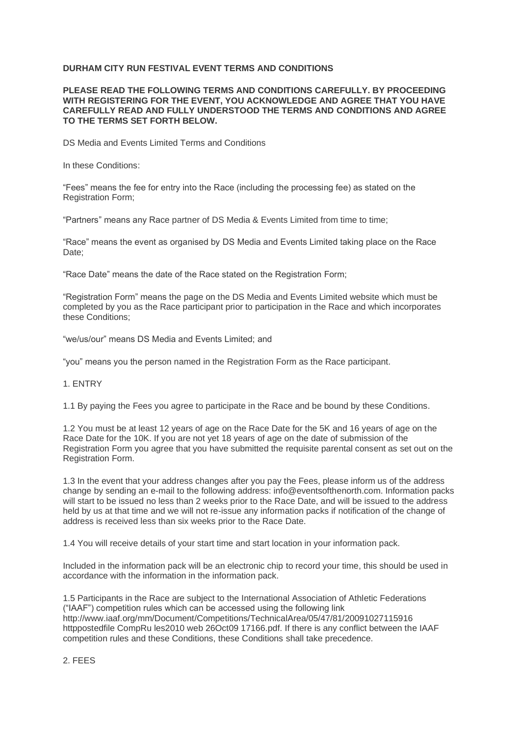**DURHAM CITY RUN FESTIVAL EVENT TERMS AND CONDITIONS**

**PLEASE READ THE FOLLOWING TERMS AND CONDITIONS CAREFULLY. BY PROCEEDING WITH REGISTERING FOR THE EVENT, YOU ACKNOWLEDGE AND AGREE THAT YOU HAVE CAREFULLY READ AND FULLY UNDERSTOOD THE TERMS AND CONDITIONS AND AGREE TO THE TERMS SET FORTH BELOW.**

DS Media and Events Limited Terms and Conditions

In these Conditions:

"Fees" means the fee for entry into the Race (including the processing fee) as stated on the Registration Form;

"Partners" means any Race partner of DS Media & Events Limited from time to time;

"Race" means the event as organised by DS Media and Events Limited taking place on the Race Date;

"Race Date" means the date of the Race stated on the Registration Form;

"Registration Form" means the page on the DS Media and Events Limited website which must be completed by you as the Race participant prior to participation in the Race and which incorporates these Conditions;

"we/us/our" means DS Media and Events Limited; and

"you" means you the person named in the Registration Form as the Race participant.

1. ENTRY

1.1 By paying the Fees you agree to participate in the Race and be bound by these Conditions.

1.2 You must be at least 12 years of age on the Race Date for the 5K and 16 years of age on the Race Date for the 10K. If you are not yet 18 years of age on the date of submission of the Registration Form you agree that you have submitted the requisite parental consent as set out on the Registration Form.

1.3 In the event that your address changes after you pay the Fees, please inform us of the address change by sending an e-mail to the following address: info@eventsofthenorth.com. Information packs will start to be issued no less than 2 weeks prior to the Race Date, and will be issued to the address held by us at that time and we will not re-issue any information packs if notification of the change of address is received less than six weeks prior to the Race Date.

1.4 You will receive details of your start time and start location in your information pack.

Included in the information pack will be an electronic chip to record your time, this should be used in accordance with the information in the information pack.

1.5 Participants in the Race are subject to the International Association of Athletic Federations ("IAAF") competition rules which can be accessed using the following link http://www.iaaf.org/mm/Document/Competitions/TechnicalArea/05/47/81/20091027115916 httppostedfile CompRu les2010 web 26Oct09 17166.pdf. If there is any conflict between the IAAF competition rules and these Conditions, these Conditions shall take precedence.

2. FEES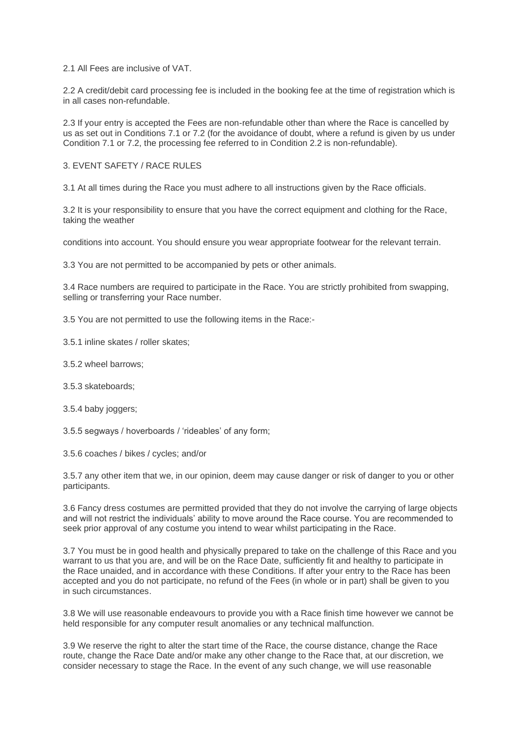2.1 All Fees are inclusive of VAT.

2.2 A credit/debit card processing fee is included in the booking fee at the time of registration which is in all cases non-refundable.

2.3 If your entry is accepted the Fees are non-refundable other than where the Race is cancelled by us as set out in Conditions 7.1 or 7.2 (for the avoidance of doubt, where a refund is given by us under Condition 7.1 or 7.2, the processing fee referred to in Condition 2.2 is non-refundable).

## 3. EVENT SAFETY / RACE RULES

3.1 At all times during the Race you must adhere to all instructions given by the Race officials.

3.2 It is your responsibility to ensure that you have the correct equipment and clothing for the Race, taking the weather

conditions into account. You should ensure you wear appropriate footwear for the relevant terrain.

3.3 You are not permitted to be accompanied by pets or other animals.

3.4 Race numbers are required to participate in the Race. You are strictly prohibited from swapping, selling or transferring your Race number.

3.5 You are not permitted to use the following items in the Race:-

3.5.1 inline skates / roller skates;

3.5.2 wheel barrows;

3.5.3 skateboards;

3.5.4 baby joggers;

3.5.5 segways / hoverboards / 'rideables' of any form;

3.5.6 coaches / bikes / cycles; and/or

3.5.7 any other item that we, in our opinion, deem may cause danger or risk of danger to you or other participants.

3.6 Fancy dress costumes are permitted provided that they do not involve the carrying of large objects and will not restrict the individuals' ability to move around the Race course. You are recommended to seek prior approval of any costume you intend to wear whilst participating in the Race.

3.7 You must be in good health and physically prepared to take on the challenge of this Race and you warrant to us that you are, and will be on the Race Date, sufficiently fit and healthy to participate in the Race unaided, and in accordance with these Conditions. If after your entry to the Race has been accepted and you do not participate, no refund of the Fees (in whole or in part) shall be given to you in such circumstances.

3.8 We will use reasonable endeavours to provide you with a Race finish time however we cannot be held responsible for any computer result anomalies or any technical malfunction.

3.9 We reserve the right to alter the start time of the Race, the course distance, change the Race route, change the Race Date and/or make any other change to the Race that, at our discretion, we consider necessary to stage the Race. In the event of any such change, we will use reasonable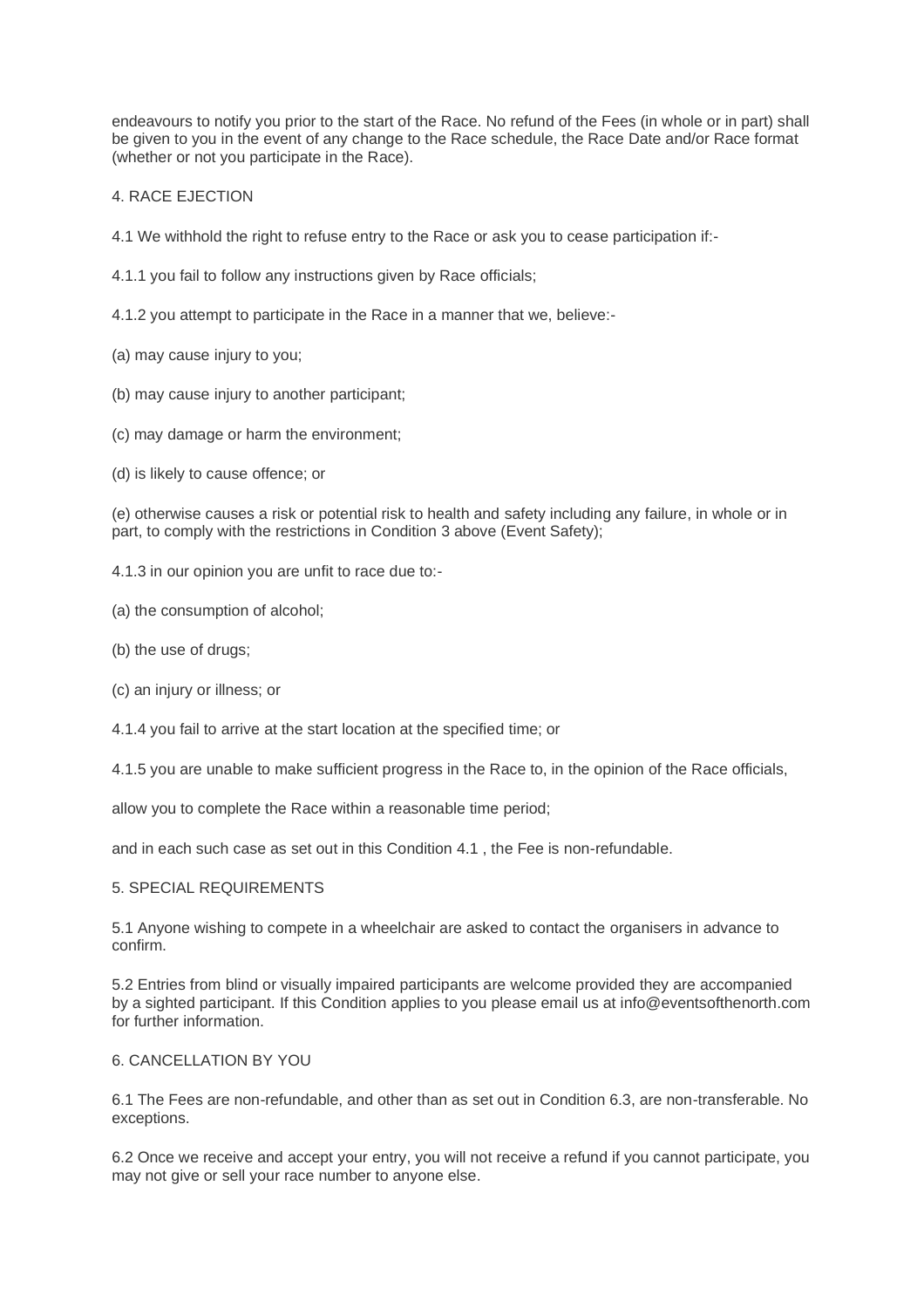endeavours to notify you prior to the start of the Race. No refund of the Fees (in whole or in part) shall be given to you in the event of any change to the Race schedule, the Race Date and/or Race format (whether or not you participate in the Race).

## 4. RACE EJECTION

4.1 We withhold the right to refuse entry to the Race or ask you to cease participation if:-

4.1.1 you fail to follow any instructions given by Race officials;

4.1.2 you attempt to participate in the Race in a manner that we, believe:-

(a) may cause injury to you;

(b) may cause injury to another participant;

(c) may damage or harm the environment;

(d) is likely to cause offence; or

(e) otherwise causes a risk or potential risk to health and safety including any failure, in whole or in part, to comply with the restrictions in Condition 3 above (Event Safety);

4.1.3 in our opinion you are unfit to race due to:-

(a) the consumption of alcohol;

(b) the use of drugs;

(c) an injury or illness; or

4.1.4 you fail to arrive at the start location at the specified time; or

4.1.5 you are unable to make sufficient progress in the Race to, in the opinion of the Race officials,

allow you to complete the Race within a reasonable time period;

and in each such case as set out in this Condition 4.1 , the Fee is non-refundable.

## 5. SPECIAL REQUIREMENTS

5.1 Anyone wishing to compete in a wheelchair are asked to contact the organisers in advance to confirm.

5.2 Entries from blind or visually impaired participants are welcome provided they are accompanied by a sighted participant. If this Condition applies to you please email us at info@eventsofthenorth.com for further information.

## 6. CANCELLATION BY YOU

6.1 The Fees are non-refundable, and other than as set out in Condition 6.3, are non-transferable. No exceptions.

6.2 Once we receive and accept your entry, you will not receive a refund if you cannot participate, you may not give or sell your race number to anyone else.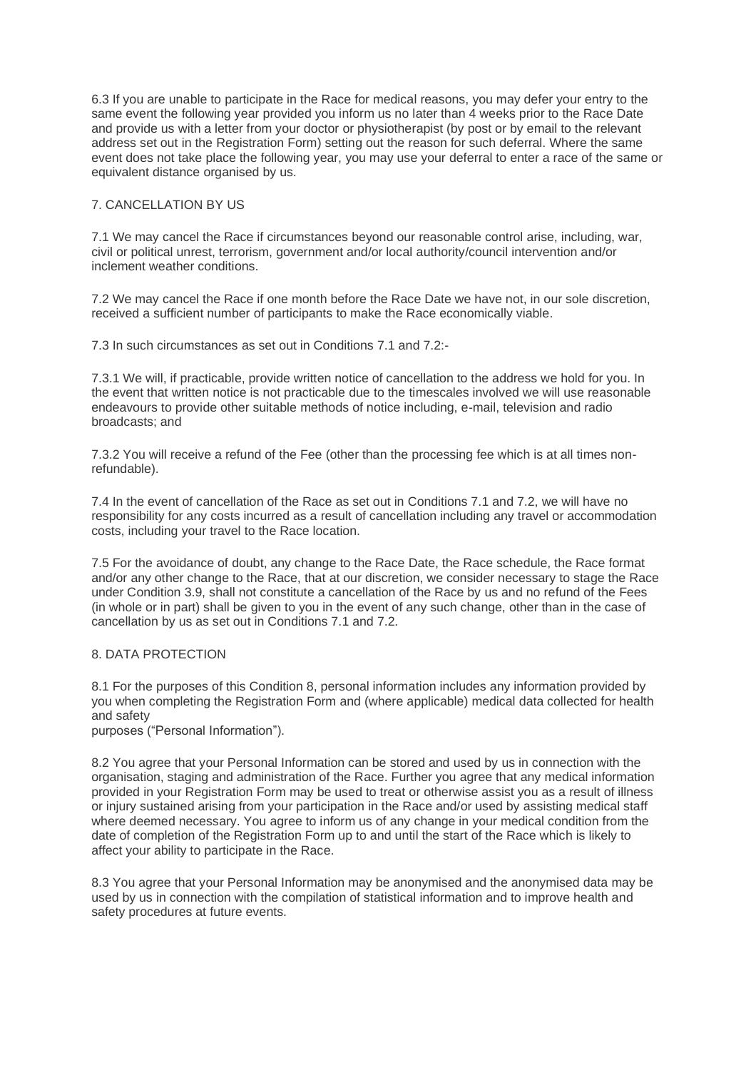6.3 If you are unable to participate in the Race for medical reasons, you may defer your entry to the same event the following year provided you inform us no later than 4 weeks prior to the Race Date and provide us with a letter from your doctor or physiotherapist (by post or by email to the relevant address set out in the Registration Form) setting out the reason for such deferral. Where the same event does not take place the following year, you may use your deferral to enter a race of the same or equivalent distance organised by us.

## 7. CANCELLATION BY US

7.1 We may cancel the Race if circumstances beyond our reasonable control arise, including, war, civil or political unrest, terrorism, government and/or local authority/council intervention and/or inclement weather conditions.

7.2 We may cancel the Race if one month before the Race Date we have not, in our sole discretion, received a sufficient number of participants to make the Race economically viable.

7.3 In such circumstances as set out in Conditions 7.1 and 7.2:-

7.3.1 We will, if practicable, provide written notice of cancellation to the address we hold for you. In the event that written notice is not practicable due to the timescales involved we will use reasonable endeavours to provide other suitable methods of notice including, e-mail, television and radio broadcasts; and

7.3.2 You will receive a refund of the Fee (other than the processing fee which is at all times non-refundable).

7.4 In the event of cancellation of the Race as set out in Conditions 7.1 and 7.2, we will have no responsibility for any costs incurred as a result of cancellation including any travel or accommodation costs, including your travel to the Race location.

7.5 For the avoidance of doubt, any change to the Race Date, the Race schedule, the Race format and/or any other change to the Race, that at our discretion, we consider necessary to stage the Race under Condition 3.9, shall not constitute a cancellation of the Race by us and no refund of the Fees (in whole or in part) shall be given to you in the event of any such change, other than in the case of cancellation by us as set out in Conditions 7.1 and 7.2.

## 8. DATA PROTECTION

8.1 For the purposes of this Condition 8, personal information includes any information provided by you when completing the Registration Form and (where applicable) medical data collected for health and safety purposes ("Personal Information").

8.2 You agree that your Personal Information can be stored and used by us in connection with the organisation, staging and administration of the Race. Further you agree that any medical information provided in your Registration Form may be used to treat or otherwise assist you as a result of illness or injury sustained arising from your participation in the Race and/or used by assisting medical staff where deemed necessary. You agree to inform us of any change in your medical condition from the date of completion of the Registration Form up to and until the start of the Race which is likely to affect your ability to participate in the Race.

8.3 You agree that your Personal Information may be anonymised and the anonymised data may be used by us in connection with the compilation of statistical information and to improve health and safety procedures at future events.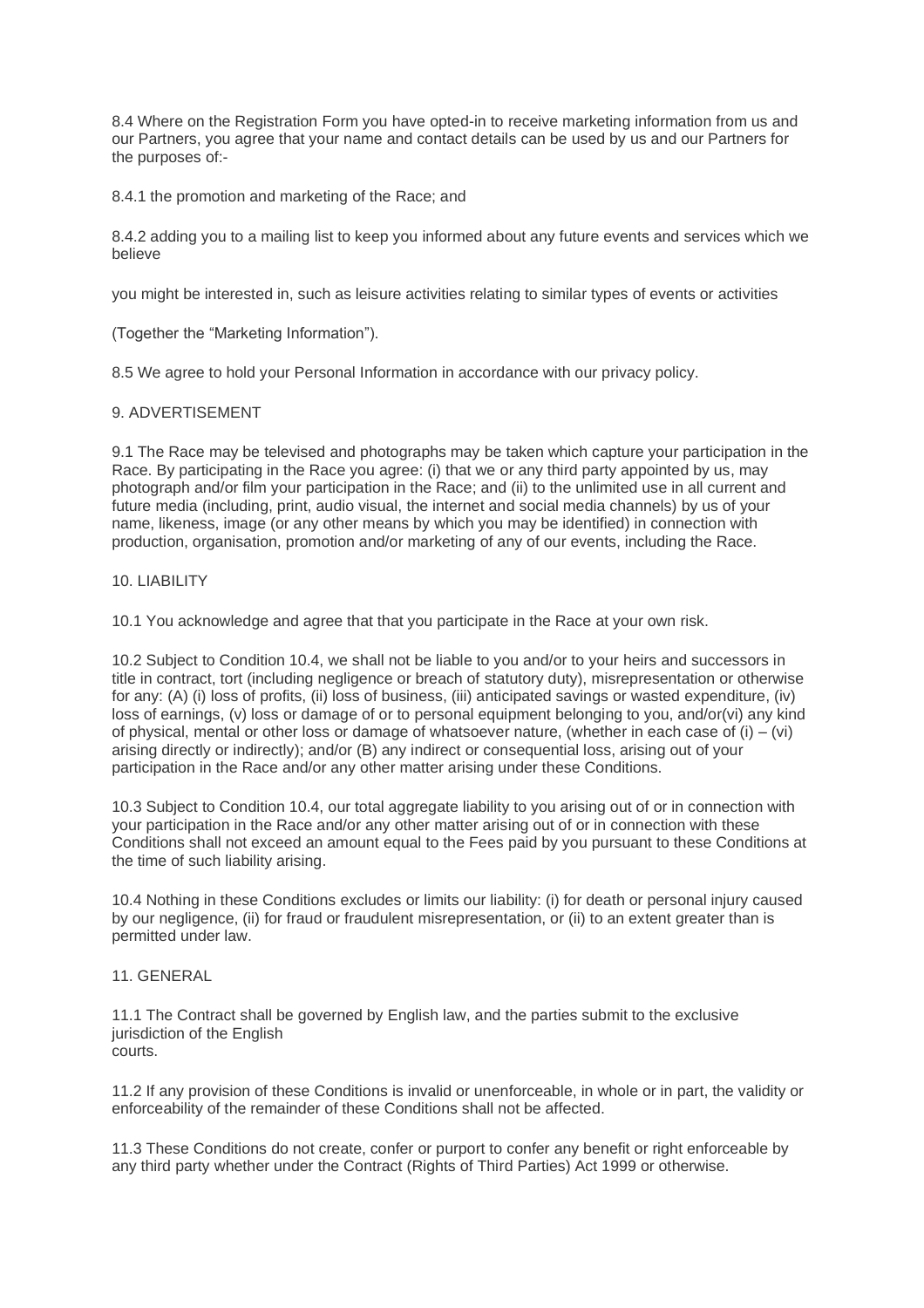8.4 Where on the Registration Form you have opted-in to receive marketing information from us and our Partners, you agree that your name and contact details can be used by us and our Partners for the purposes of:-

8.4.1 the promotion and marketing of the Race; and

8.4.2 adding you to a mailing list to keep you informed about any future events and services which we believe

you might be interested in, such as leisure activities relating to similar types of events or activities

(Together the "Marketing Information").

8.5 We agree to hold your Personal Information in accordance with our privacy policy.

## 9. ADVERTISEMENT

9.1 The Race may be televised and photographs may be taken which capture your participation in the Race. By participating in the Race you agree: (i) that we or any third party appointed by us, may photograph and/or film your participation in the Race; and (ii) to the unlimited use in all current and future media (including, print, audio visual, the internet and social media channels) by us of your name, likeness, image (or any other means by which you may be identified) in connection with production, organisation, promotion and/or marketing of any of our events, including the Race.

## 10. LIABILITY

10.1 You acknowledge and agree that that you participate in the Race at your own risk.

10.2 Subject to Condition 10.4, we shall not be liable to you and/or to your heirs and successors in title in contract, tort (including negligence or breach of statutory duty), misrepresentation or otherwise for any: (A) (i) loss of profits, (ii) loss of business, (iii) anticipated savings or wasted expenditure, (iv) loss of earnings, (v) loss or damage of or to personal equipment belonging to you, and/or(vi) any kind of physical, mental or other loss or damage of whatsoever nature, (whether in each case of (i) – (vi) arising directly or indirectly); and/or (B) any indirect or consequential loss, arising out of your participation in the Race and/or any other matter arising under these Conditions.

10.3 Subject to Condition 10.4, our total aggregate liability to you arising out of or in connection with your participation in the Race and/or any other matter arising out of or in connection with these Conditions shall not exceed an amount equal to the Fees paid by you pursuant to these Conditions at the time of such liability arising.

10.4 Nothing in these Conditions excludes or limits our liability: (i) for death or personal injury caused by our negligence, (ii) for fraud or fraudulent misrepresentation, or (ii) to an extent greater than is permitted under law.

## 11. GENERAL

11.1 The Contract shall be governed by English law, and the parties submit to the exclusive jurisdiction of the English courts.

11.2 If any provision of these Conditions is invalid or unenforceable, in whole or in part, the validity or enforceability of the remainder of these Conditions shall not be affected.

11.3 These Conditions do not create, confer or purport to confer any benefit or right enforceable by any third party whether under the Contract (Rights of Third Parties) Act 1999 or otherwise.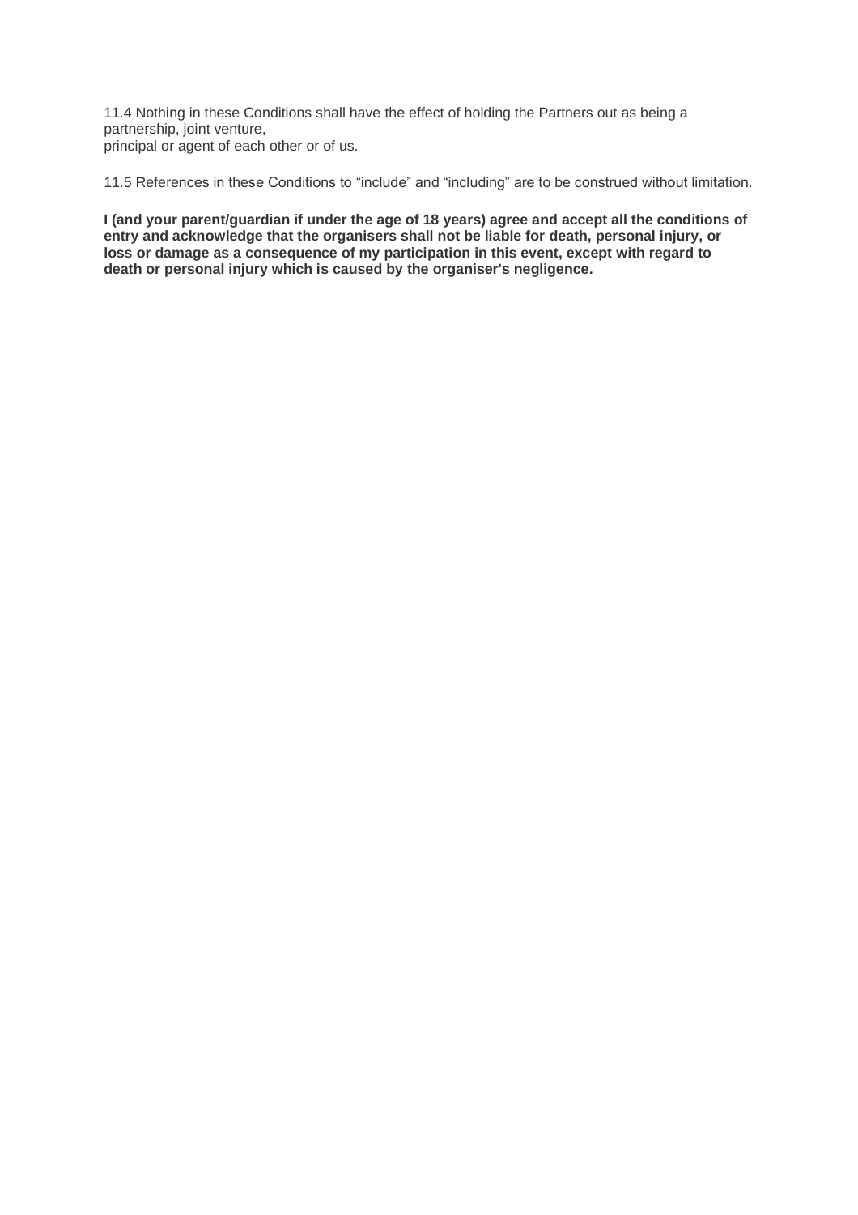11.4 Nothing in these Conditions shall have the effect of holding the Partners out as being a partnership, joint venture, principal or agent of each other or of us.

11.5 References in these Conditions to “include” and “including” are to be construed without limitation.

**I (and your parent/guardian if under the age of 18 years) agree and accept all the conditions of entry and acknowledge that the organisers shall not be liable for death, personal injury, or loss or damage as a consequence of my participation in this event, except with regard to death or personal injury which is caused by the organiser's negligence.**